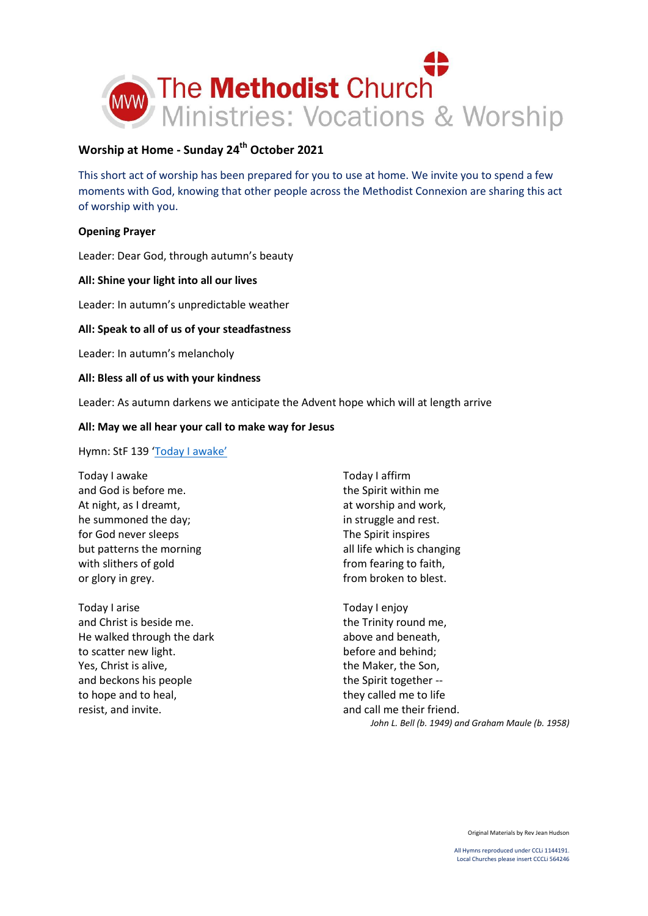The Methodist Church
Ministries: Vocations & Worship

## Worship at Home - Sunday 24th October 2021

This short act of worship has been prepared for you to use at home. We invite you to spend a few moments with God, knowing that other people across the Methodist Connexion are sharing this act of worship with you.

**Opening Prayer**

Leader: Dear God, through autumn's beauty

**All: Shine your light into all our lives**

Leader: In autumn's unpredictable weather

**All: Speak to all of us of your steadfastness**

Leader: In autumn's melancholy

**All: Bless all of us with your kindness**

Leader: As autumn darkens we anticipate the Advent hope which will at length arrive

**All: May we all hear your call to make way for Jesus**

Hymn: StF 139 'Today I awake'

Today I awake
and God is before me.
At night, as I dreamt,
he summoned the day;
for God never sleeps
but patterns the morning
with slithers of gold
or glory in grey.

Today I arise
and Christ is beside me.
He walked through the dark
to scatter new light.
Yes, Christ is alive,
and beckons his people
to hope and to heal,
resist, and invite.

Today I affirm
the Spirit within me
at worship and work,
in struggle and rest.
The Spirit inspires
all life which is changing
from fearing to faith,
from broken to blest.

Today I enjoy
the Trinity round me,
above and beneath,
before and behind;
the Maker, the Son,
the Spirit together --
they called me to life
and call me their friend.

*John L. Bell (b. 1949) and Graham Maule (b. 1958)*

Original Materials by Rev Jean Hudson

All Hymns reproduced under CCLi 1144191.
Local Churches please insert CCCLi 564246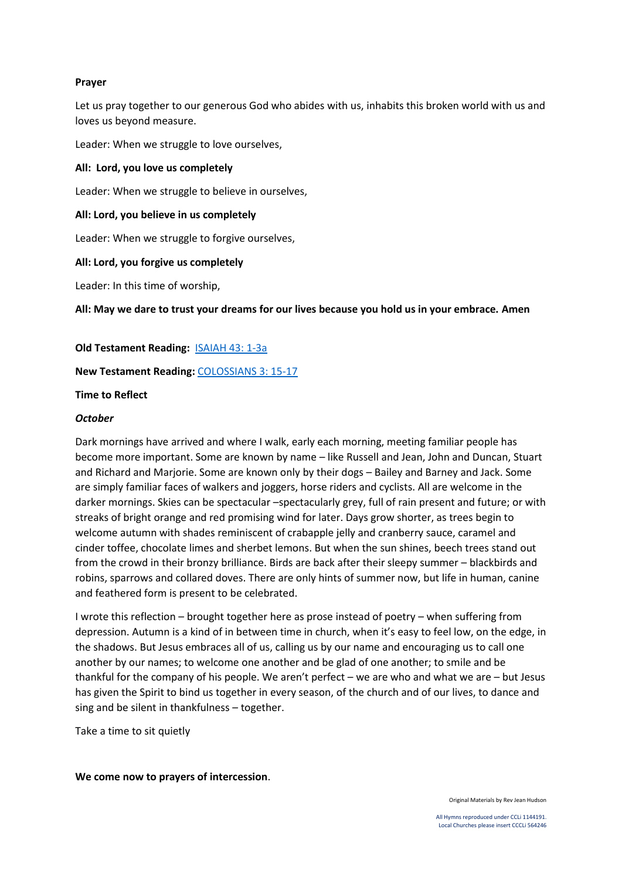**Prayer**

Let us pray together to our generous God who abides with us, inhabits this broken world with us and loves us beyond measure.

Leader: When we struggle to love ourselves,

**All: Lord, you love us completely**

Leader: When we struggle to believe in ourselves,

**All: Lord, you believe in us completely**

Leader: When we struggle to forgive ourselves,

**All: Lord, you forgive us completely**

Leader: In this time of worship,

**All: May we dare to trust your dreams for our lives because you hold us in your embrace. Amen**

**Old Testament Reading:** [ISAIAH 43: 1-3a]

**New Testament Reading:** [COLOSSIANS 3: 15-17]

**Time to Reflect**

***October***

Dark mornings have arrived and where I walk, early each morning, meeting familiar people has become more important. Some are known by name – like Russell and Jean, John and Duncan, Stuart and Richard and Marjorie. Some are known only by their dogs – Bailey and Barney and Jack. Some are simply familiar faces of walkers and joggers, horse riders and cyclists. All are welcome in the darker mornings. Skies can be spectacular –spectacularly grey, full of rain present and future; or with streaks of bright orange and red promising wind for later. Days grow shorter, as trees begin to welcome autumn with shades reminiscent of crabapple jelly and cranberry sauce, caramel and cinder toffee, chocolate limes and sherbet lemons. But when the sun shines, beech trees stand out from the crowd in their bronzy brilliance. Birds are back after their sleepy summer – blackbirds and robins, sparrows and collared doves. There are only hints of summer now, but life in human, canine and feathered form is present to be celebrated.

I wrote this reflection – brought together here as prose instead of poetry – when suffering from depression. Autumn is a kind of in between time in church, when it's easy to feel low, on the edge, in the shadows. But Jesus embraces all of us, calling us by our name and encouraging us to call one another by our names; to welcome one another and be glad of one another; to smile and be thankful for the company of his people. We aren't perfect – we are who and what we are – but Jesus has given the Spirit to bind us together in every season, of the church and of our lives, to dance and sing and be silent in thankfulness – together.

Take a time to sit quietly

**We come now to prayers of intercession**.

Original Materials by Rev Jean Hudson

All Hymns reproduced under CCLi 1144191.
Local Churches please insert CCCLi 564246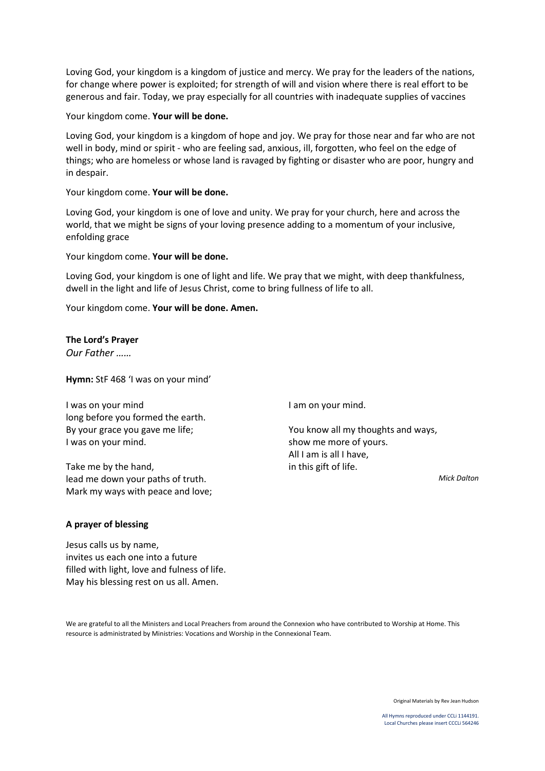Loving God, your kingdom is a kingdom of justice and mercy. We pray for the leaders of the nations, for change where power is exploited; for strength of will and vision where there is real effort to be generous and fair. Today, we pray especially for all countries with inadequate supplies of vaccines

Your kingdom come. **Your will be done.**

Loving God, your kingdom is a kingdom of hope and joy. We pray for those near and far who are not well in body, mind or spirit - who are feeling sad, anxious, ill, forgotten, who feel on the edge of things; who are homeless or whose land is ravaged by fighting or disaster who are poor, hungry and in despair.

Your kingdom come. **Your will be done.**

Loving God, your kingdom is one of love and unity. We pray for your church, here and across the world, that we might be signs of your loving presence adding to a momentum of your inclusive, enfolding grace

Your kingdom come. **Your will be done.**

Loving God, your kingdom is one of light and life. We pray that we might, with deep thankfulness, dwell in the light and life of Jesus Christ, come to bring fullness of life to all.

Your kingdom come. **Your will be done. Amen.**

**The Lord's Prayer**
*Our Father ……*

**Hymn:** StF 468 'I was on your mind'

I was on your mind
long before you formed the earth.
By your grace you gave me life;
I was on your mind.

Take me by the hand,
lead me down your paths of truth.
Mark my ways with peace and love;
I am on your mind.

You know all my thoughts and ways,
show me more of yours.
All I am is all I have,
in this gift of life.

*Mick Dalton*

**A prayer of blessing**

Jesus calls us by name,
invites us each one into a future
filled with light, love and fulness of life.
May his blessing rest on us all. Amen.

We are grateful to all the Ministers and Local Preachers from around the Connexion who have contributed to Worship at Home. This resource is administrated by Ministries: Vocations and Worship in the Connexional Team.

Original Materials by Rev Jean Hudson

All Hymns reproduced under CCLi 1144191.
Local Churches please insert CCCLi 564246